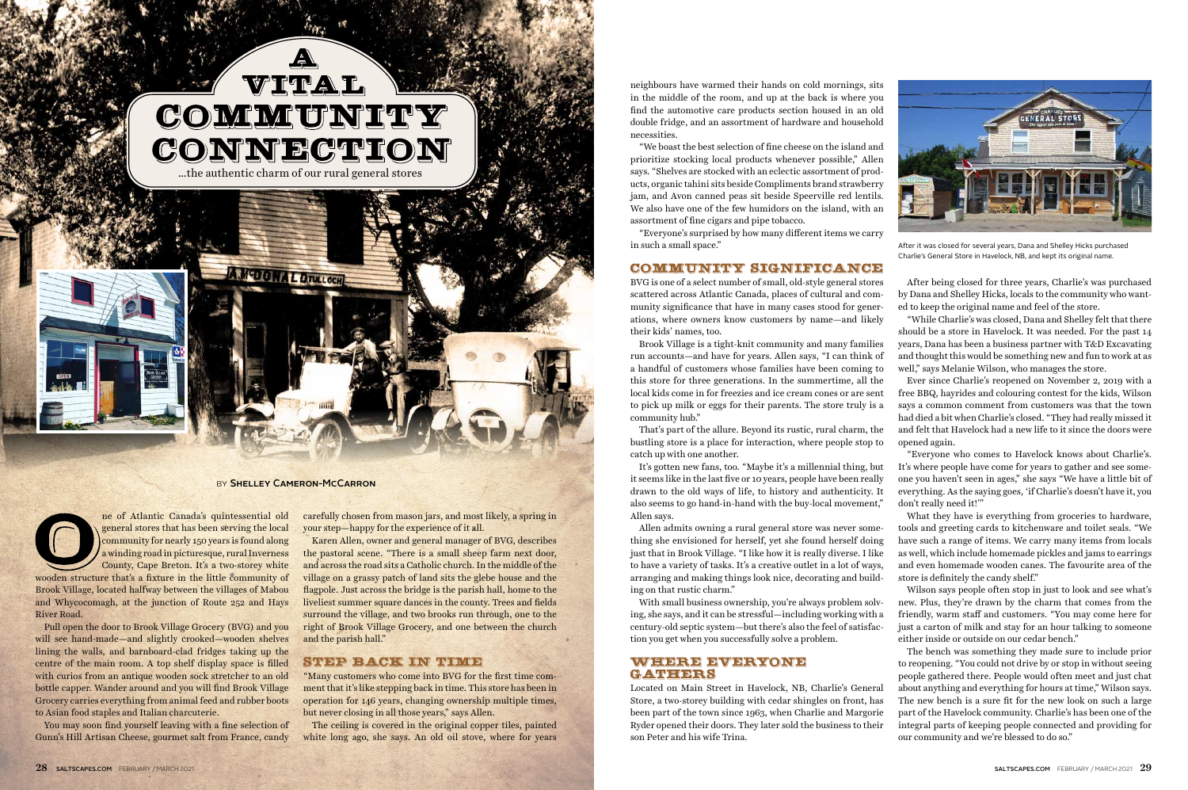# A VITAL COMMUNITY CONNECTION

...the authentic charm of our rural general stores

BY **SHELLEY CAMERON-MCCARRON**

One of Atlantic Canada's quintessential old general stores that has been serving the local community for nearly 150 years is found along a winding road in picturesque, rural Inverness County, Cape Breton. It's a two-storey white wooden structure that's a fixture in the little community of Brook Village, located halfway between the villages of Mabou and Whycocomagh, at the junction of Route 252 and Hays River Road.

Pull open the door to Brook Village Grocery (BVG) and you will see hand-made—and slightly crooked—wooden shelves lining the walls, and barnboard-clad fridges taking up the centre of the main room. A top shelf display space is filled with curios from an antique wooden sock stretcher to an old bottle capper. Wander around and you will find Brook Village Grocery carries everything from animal feed and rubber boots to Asian food staples and Italian charcuterie.

You may soon find yourself leaving with a fine selection of Gunn's Hill Artisan Cheese, gourmet salt from France, candy carefully chosen from mason jars, and most likely, a spring in your step—happy for the experience of it all.

Karen Allen, owner and general manager of BVG, describes the pastoral scene. "There is a small sheep farm next door, and across the road sits a Catholic church. In the middle of the village on a grassy patch of land sits the glebe house and the flagpole. Just across the bridge is the parish hall, home to the liveliest summer square dances in the county. Trees and fields surround the village, and two brooks run through, one to the right of Brook Village Grocery, and one between the church and the parish hall."

## STEP BACK IN TIME

"Many customers who come into BVG for the first time comment that it's like stepping back in time. This store has been in operation for 146 years, changing ownership multiple times, but never closing in all those years," says Allen.

The ceiling is covered in the original copper tiles, painted white long ago, she says. An old oil stove, where for years neighbours have warmed their hands on cold mornings, sits in the middle of the room, and up at the back is where you find the automotive care products section housed in an old double fridge, and an assortment of hardware and household necessities.

"We boast the best selection of fine cheese on the island and prioritize stocking local products whenever possible," Allen says. "Shelves are stocked with an eclectic assortment of products, organic tahini sits beside Compliments brand strawberry jam, and Avon canned peas sit beside Speerville red lentils. We also have one of the few humidors on the island, with an assortment of fine cigars and pipe tobacco.

"Everyone's surprised by how many different items we carry in such a small space."

## COMMUNITY SIGNIFICANCE

BVG is one of a select number of small, old-style general stores scattered across Atlantic Canada, places of cultural and community significance that have in many cases stood for generations, where owners know customers by name—and likely their kids' names, too.

Brook Village is a tight-knit community and many families run accounts—and have for years. Allen says, "I can think of a handful of customers whose families have been coming to this store for three generations. In the summertime, all the local kids come in for freezies and ice cream cones or are sent to pick up milk or eggs for their parents. The store truly is a community hub."

That's part of the allure. Beyond its rustic, rural charm, the bustling store is a place for interaction, where people stop to catch up with one another.

It's gotten new fans, too. "Maybe it's a millennial thing, but it seems like in the last five or 10 years, people have been really drawn to the old ways of life, to history and authenticity. It also seems to go hand-in-hand with the buy-local movement," Allen says.

Allen admits owning a rural general store was never something she envisioned for herself, yet she found herself doing just that in Brook Village. "I like how it is really diverse. I like to have a variety of tasks. It's a creative outlet in a lot of ways, arranging and making things look nice, decorating and building on that rustic charm."

With small business ownership, you're always problem solving, she says, and it can be stressful—including working with a century-old septic system—but there's also the feel of satisfaction you get when you successfully solve a problem.

## WHERE EVERYONE GATHERS

Located on Main Street in Havelock, NB, Charlie's General Store, a two-storey building with cedar shingles on front, has been part of the town since 1963, when Charlie and Margorie Ryder opened their doors. They later sold the business to their son Peter and his wife Trina.

After it was closed for several years, Dana and Shelley Hicks purchased Charlie's General Store in Havelock, NB, and kept its original name.

After being closed for three years, Charlie's was purchased by Dana and Shelley Hicks, locals to the community who wanted to keep the original name and feel of the store.

"While Charlie's was closed, Dana and Shelley felt that there should be a store in Havelock. It was needed. For the past 14 years, Dana has been a business partner with T&D Excavating and thought this would be something new and fun to work at as well," says Melanie Wilson, who manages the store.

Ever since Charlie's reopened on November 2, 2019 with a free BBQ, hayrides and colouring contest for the kids, Wilson says a common comment from customers was that the town had died a bit when Charlie's closed. "They had really missed it and felt that Havelock had a new life to it since the doors were opened again.

"Everyone who comes to Havelock knows about Charlie's. It's where people have come for years to gather and see someone you haven't seen in ages," she says "We have a little bit of everything. As the saying goes, 'if Charlie's doesn't have it, you don't really need it!'"

What they have is everything from groceries to hardware, tools and greeting cards to kitchenware and toilet seals. "We have such a range of items. We carry many items from locals as well, which include homemade pickles and jams to earrings and even homemade wooden canes. The favourite area of the store is definitely the candy shelf."

Wilson says people often stop in just to look and see what's new. Plus, they're drawn by the charm that comes from the friendly, warm staff and customers. "You may come here for just a carton of milk and stay for an hour talking to someone either inside or outside on our cedar bench."

The bench was something they made sure to include prior to reopening. "You could not drive by or stop in without seeing people gathered there. People would often meet and just chat about anything and everything for hours at time," Wilson says. The new bench is a sure fit for the new look on such a large part of the Havelock community. Charlie's has been one of the integral parts of keeping people connected and providing for our community and we're blessed to do so."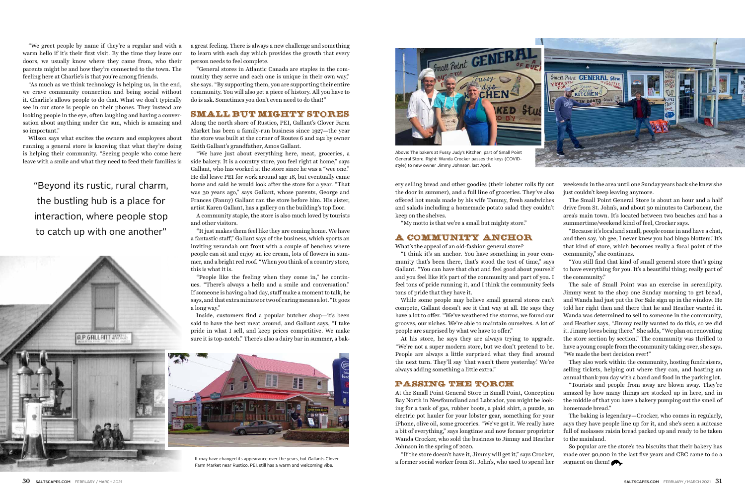"We greet people by name if they're a regular and with a warm hello if it's their first visit. By the time they leave our doors, we usually know where they came from, who their parents might be and how they're connected to the town. The feeling here at Charlie's is that you're among friends.

"As much as we think technology is helping us, in the end, we crave community connection and being social without it. Charlie's allows people to do that. What we don't typically see in our store is people on their phones. They instead are looking people in the eye, often laughing and having a conversation about anything under the sun, which is amazing and so important."

Wilson says what excites the owners and employees about running a general store is knowing that what they're doing is helping their community. "Seeing people who come here leave with a smile and what they need to feed their families is a great feeling. There is always a new challenge and something to learn with each day which provides the growth that every person needs to feel complete.

"General stores in Atlantic Canada are staples in the community they serve and each one is unique in their own way," she says. "By supporting them, you are supporting their entire community. You will also get a piece of history. All you have to do is ask. Sometimes you don't even need to do that!"

> "Beyond its rustic, rural charm, the bustling hub is a place for interaction, where people stop to catch up with one another"

## SMALL BUT MIGHTY STORES

Along the north shore of Rustico, PEI, Gallant's Clover Farm Market has been a family-run business since 1927—the year the store was built at the corner of Routes 6 and 242 by owner Keith Gallant's grandfather, Amos Gallant.

"We have just about everything here, meat, groceries, a side bakery. It is a country store, you feel right at home," says Gallant, who has worked at the store since he was a "wee one." He did leave PEI for work around age 18, but eventually came home and said he would look after the store for a year. "That was 30 years ago," says Gallant, whose parents, George and Frances (Fanny) Gallant ran the store before him. His sister, artist Karen Gallant, has a gallery on the building's top floor.

A community staple, the store is also much loved by tourists and other visitors.

"It just makes them feel like they are coming home. We have a fantastic staff," Gallant says of the business, which sports an inviting verandah out front with a couple of benches where people can sit and enjoy an ice cream, lots of flowers in summer, and a bright red roof. "When you think of a country store, this is what it is.

"People like the feeling when they come in," he continues. "There's always a hello and a smile and conversation." If someone is having a bad day, staff make a moment to talk, he says, and that extra minute or two of caring means a lot. "It goes a long way."

Inside, customers find a popular butcher shop—it's been said to have the best meat around, and Gallant says, "I take pride in what I sell, and keep prices competitive. We make sure it is top-notch." There's also a dairy bar in summer, a bakery selling bread and other goodies (their lobster rolls fly out the door in summer), and a full line of groceries. They've also offered hot meals made by his wife Tammy, fresh sandwiches and salads including a homemade potato salad they couldn't keep on the shelves.

"My motto is that we're a small but mighty store."

It may have changed its appearance over the years, but Gallants Clover Farm Market near Rustico, PEI, still has a warm and welcoming vibe.

## A COMMUNITY ANCHOR

What's the appeal of an old-fashion general store?

"I think it's an anchor. You have something in your community that's been there, that's stood the test of time," says Gallant. "You can have that chat and feel good about yourself and you feel like it's part of the community and part of you. I feel tons of pride running it, and I think the community feels tons of pride that they have it.

While some people may believe small general stores can't compete, Gallant doesn't see it that way at all. He says they have a lot to offer. "We've weathered the storms, we found our grooves, our niches. We're able to maintain ourselves. A lot of people are surprised by what we have to offer."

At his store, he says they are always trying to upgrade. "We're not a super modern store, but we don't pretend to be. People are always a little surprised what they find around the next turn. They'll say 'that wasn't there yesterday.' We're always adding something a little extra."

## PASSING THE TORCH

At the Small Point General Store in Small Point, Conception Bay North in Newfoundland and Labrador, you might be looking for a tank of gas, rubber boots, a plaid shirt, a puzzle, an electric pot hauler for your lobster gear, something for your iPhone, olive oil, some groceries. "We've got it. We really have a bit of everything," says longtime and now former proprietor Wanda Crocker, who sold the business to Jimmy and Heather Johnson in the spring of 2020.

"If the store doesn't have it, Jimmy will get it," says Crocker, a former social worker from St. John's, who used to spend her weekends in the area until one Sunday years back she knew she just couldn't keep leaving anymore.

Above: The bakers at Fussy Judy's Kitchen, part of Small Point General Store. Right: Wanda Crocker passes the keys (COVID-style) to new owner Jimmy Johnson, last April.

The Small Point General Store is about an hour and a half drive from St. John's, and about 30 minutes to Carbonear, the area's main town. It's located between two beaches and has a summertime/weekend kind of feel, Crocker says.

"Because it's local and small, people come in and have a chat, and then say, 'oh gee, I never knew you had bingo blotters.' It's that kind of store, which becomes really a focal point of the community," she continues.

"You still find that kind of small general store that's going to have everything for you. It's a beautiful thing; really part of the community."

The sale of Small Point was an exercise in serendipity. Jimmy went to the shop one Sunday morning to get bread, and Wanda had just put the For Sale sign up in the window. He told her right then and there that he and Heather wanted it. Wanda was determined to sell to someone in the community, and Heather says, "Jimmy really wanted to do this, so we did it. Jimmy loves being there." She adds, "We plan on renovating the store section by section." The community was thrilled to have a young couple from the community taking over, she says. "We made the best decision ever!"

They also work within the community, hosting fundraisers, selling tickets, helping out where they can, and hosting an annual thank-you day with a band and food in the parking lot.

"Tourists and people from away are blown away. They're amazed by how many things are stocked up in here, and in the middle of that you have a bakery pumping out the smell of homemade bread."

The baking is legendary—Crocker, who comes in regularly, says they have people line up for it, and she's seen a suitcase full of molasses raisin bread packed up and ready to be taken to the mainland.

So popular are the store's tea biscuits that their bakery has made over 90,000 in the last five years and CBC came to do a segment on them!